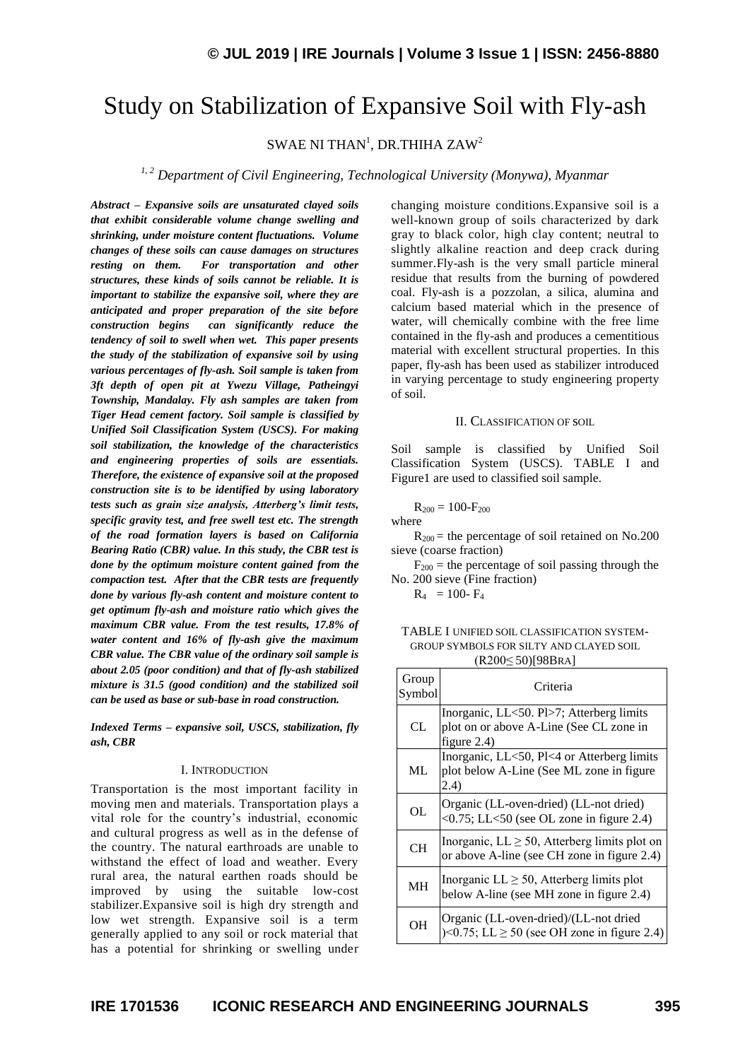# Study on Stabilization of Expansive Soil with Fly-ash

SWAE NI THAN[1], DR.THIHA ZAW[2]

*[1, 2] Department of Civil Engineering, Technological University (Monywa), Myanmar*

***Abstract – Expansive soils are unsaturated clayed soils that exhibit considerable volume change swelling and shrinking, under moisture content fluctuations. Volume changes of these soils can cause damages on structures resting on them. For transportation and other structures, these kinds of soils cannot be reliable. It is important to stabilize the expansive soil, where they are anticipated and proper preparation of the site before construction begins can significantly reduce the tendency of soil to swell when wet. This paper presents the study of the stabilization of expansive soil by using various percentages of fly-ash. Soil sample is taken from 3ft depth of open pit at Ywezu Village, Patheingyi Township, Mandalay. Fly ash samples are taken from Tiger Head cement factory. Soil sample is classified by Unified Soil Classification System (USCS). For making soil stabilization, the knowledge of the characteristics and engineering properties of soils are essentials. Therefore, the existence of expansive soil at the proposed construction site is to be identified by using laboratory tests such as grain size analysis, Atterberg's limit tests, specific gravity test, and free swell test etc. The strength of the road formation layers is based on California Bearing Ratio (CBR) value. In this study, the CBR test is done by the optimum moisture content gained from the compaction test. After that the CBR tests are frequently done by various fly-ash content and moisture content to get optimum fly-ash and moisture ratio which gives the maximum CBR value. From the test results, 17.8% of water content and 16% of fly-ash give the maximum CBR value. The CBR value of the ordinary soil sample is about 2.05 (poor condition) and that of fly-ash stabilized mixture is 31.5 (good condition) and the stabilized soil can be used as base or sub-base in road construction.***

***Indexed Terms – expansive soil, USCS, stabilization, fly ash, CBR***

## I. INTRODUCTION

Transportation is the most important facility in moving men and materials. Transportation plays a vital role for the country's industrial, economic and cultural progress as well as in the defense of the country. The natural earthroads are unable to withstand the effect of load and weather. Every rural area, the natural earthen roads should be improved by using the suitable low-cost stabilizer.Expansive soil is high dry strength and low wet strength. Expansive soil is a term generally applied to any soil or rock material that has a potential for shrinking or swelling under changing moisture conditions.Expansive soil is a well-known group of soils characterized by dark gray to black color, high clay content; neutral to slightly alkaline reaction and deep crack during summer.Fly-ash is the very small particle mineral residue that results from the burning of powdered coal. Fly-ash is a pozzolan, a silica, alumina and calcium based material which in the presence of water, will chemically combine with the free lime contained in the fly-ash and produces a cementitious material with excellent structural properties. In this paper, fly-ash has been used as stabilizer introduced in varying percentage to study engineering property of soil.

## II. CLASSIFICATION OF SOIL

Soil sample is classified by Unified Soil Classification System (USCS). TABLE I and Figure1 are used to classified soil sample.

$R_{200} = 100 - F_{200}$

where

$R_{200}$ = the percentage of soil retained on No.200 sieve (coarse fraction)

$F_{200}$ = the percentage of soil passing through the No. 200 sieve (Fine fraction)

$R_4 = 100 - F_4$

TABLE I UNIFIED SOIL CLASSIFICATION SYSTEM-GROUP SYMBOLS FOR SILTY AND CLAYED SOIL ($R200 \leq 50$)[98BRA]

| Group Symbol | Criteria |
|---|---|
| CL | Inorganic, LL<50. Pl>7; Atterberg limits plot on or above A-Line (See CL zone in figure 2.4) |
| ML | Inorganic, LL<50, Pl<4 or Atterberg limits plot below A-Line (See ML zone in figure 2.4) |
| OL | Organic (LL-oven-dried) (LL-not dried) <0.75; LL<50 (see OL zone in figure 2.4) |
| CH | Inorganic, LL ≥ 50, Atterberg limits plot on or above A-line (see CH zone in figure 2.4) |
| MH | Inorganic LL ≥ 50, Atterberg limits plot below A-line (see MH zone in figure 2.4) |
| OH | Organic (LL-oven-dried)/(LL-not dried )<0.75; LL ≥ 50 (see OH zone in figure 2.4) |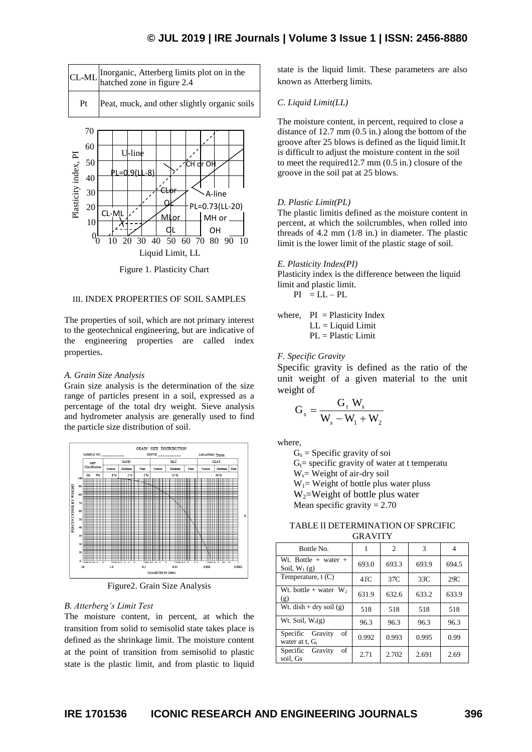| CL-ML | Inorganic, Atterberg limits plot on in the hatched zone in figure 2.4 |
|---|---|
| Pt | Peat, muck, and other slightly organic soils |

Figure 1. Plasticity Chart

### III. INDEX PROPERTIES OF SOIL SAMPLES

The properties of soil, which are not primary interest to the geotechnical engineering, but are indicative of the engineering properties are called index properties.

*A. Grain Size Analysis*

Grain size analysis is the determination of the size range of particles present in a soil, expressed as a percentage of the total dry weight. Sieve analysis and hydrometer analysis are generally used to find the particle size distribution of soil.

Figure2. Grain Size Analysis

*B. Atterberg's Limit Test*

The moisture content, in percent, at which the transition from solid to semisolid state takes place is defined as the shrinkage limit. The moisture content at the point of transition from semisolid to plastic state is the plastic limit, and from plastic to liquid state is the liquid limit. These parameters are also known as Atterberg limits.

*C. Liquid Limit(LL)*

The moisture content, in percent, required to close a distance of 12.7 mm (0.5 in.) along the bottom of the groove after 25 blows is defined as the liquid limit.It is difficult to adjust the moisture content in the soil to meet the required12.7 mm (0.5 in.) closure of the groove in the soil pat at 25 blows.

*D. Plastic Limit(PL)*

The plastic limitis defined as the moisture content in percent, at which the soilcrumbles, when rolled into threads of 4.2 mm (1/8 in.) in diameter. The plastic limit is the lower limit of the plastic stage of soil.

*E. Plasticity Index(PI)*

Plasticity index is the difference between the liquid limit and plastic limit.

PI = LL – PL

where, PI = Plasticity Index
LL = Liquid Limit
PL = Plastic Limit

*F. Specific Gravity*

Specific gravity is defined as the ratio of the unit weight of a given material to the unit weight of

$$G_s = \frac{G_t \, W_s}{W_s - W_1 + W_2}$$

where,

$G_s$ = Specific gravity of soi
$G_t$= specific gravity of water at t temperatu
$W_s$= Weight of air-dry soil
$W_1$= Weight of bottle plus water pluss
$W_2$=Weight of bottle plus water
Mean specific gravity = 2.70

TABLE II DETERMINATION OF SPRCIFIC GRAVITY

| Bottle No. | 1 | 2 | 3 | 4 |
|---|---|---|---|---|
| Wt. Bottle + water + Soil, $W_1$ (g) | 693.0 | 693.3 | 693.9 | 694.5 |
| Temperature, t (C) | 41C | 37C | 33C | 29C |
| Wt. bottle + water $W_2$ (g) | 631.9 | 632.6 | 633.2 | 633.9 |
| Wt. dish + dry soil (g) | 518 | 518 | 518 | 518 |
| Wt. Soil, $W_s$(g) | 96.3 | 96.3 | 96.3 | 96.3 |
| Specific Gravity of water at t, $G_t$ | 0.992 | 0.993 | 0.995 | 0.99 |
| Specific Gravity of soil, Gs | 2.71 | 2.702 | 2.691 | 2.69 |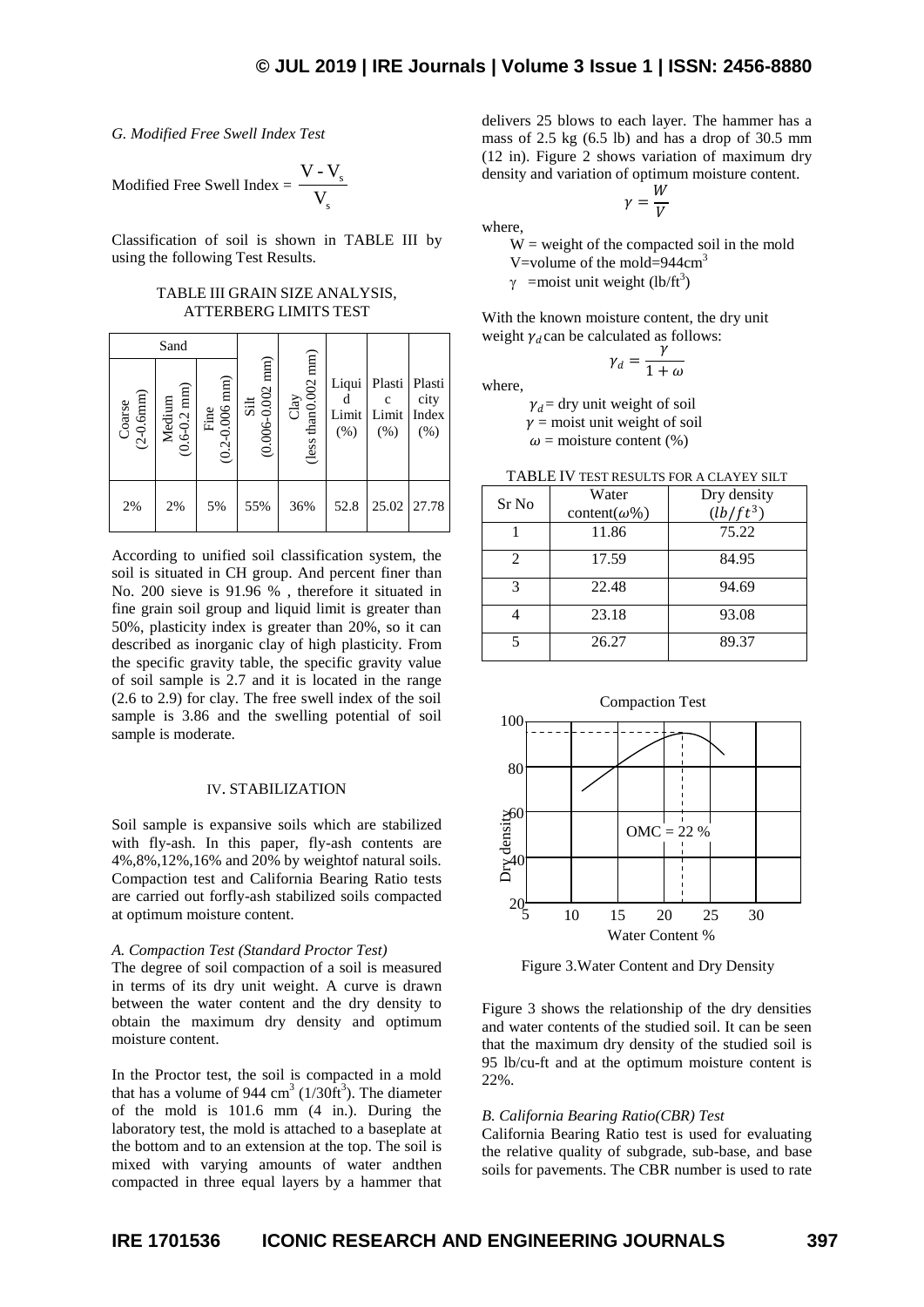*G. Modified Free Swell Index Test*

$$\text{Modified Free Swell Index} = \frac{V - V_s}{V_s}$$

Classification of soil is shown in TABLE III by using the following Test Results.

TABLE III GRAIN SIZE ANALYSIS, ATTERBERG LIMITS TEST

| Sand | | | Silt (0.006-0.002 mm) | Clay (less than0.002 mm) | Liquid Limit (%) | Plastic Limit (%) | Plasticity Index (%) |
|---|---|---|---|---|---|---|---|
| Coarse (2-0.6mm) | Medium (0.6-0.2 mm) | Fine (0.2-0.006 mm) | | | | | |
| 2% | 2% | 5% | 55% | 36% | 52.8 | 25.02 | 27.78 |

According to unified soil classification system, the soil is situated in CH group. And percent finer than No. 200 sieve is 91.96 % , therefore it situated in fine grain soil group and liquid limit is greater than 50%, plasticity index is greater than 20%, so it can described as inorganic clay of high plasticity. From the specific gravity table, the specific gravity value of soil sample is 2.7 and it is located in the range (2.6 to 2.9) for clay. The free swell index of the soil sample is 3.86 and the swelling potential of soil sample is moderate.

## IV. STABILIZATION

Soil sample is expansive soils which are stabilized with fly-ash. In this paper, fly-ash contents are 4%,8%,12%,16% and 20% by weightof natural soils. Compaction test and California Bearing Ratio tests are carried out forfly-ash stabilized soils compacted at optimum moisture content.

*A. Compaction Test (Standard Proctor Test)*

The degree of soil compaction of a soil is measured in terms of its dry unit weight. A curve is drawn between the water content and the dry density to obtain the maximum dry density and optimum moisture content.

In the Proctor test, the soil is compacted in a mold that has a volume of 944 $cm^3$ (1/30$ft^3$). The diameter of the mold is 101.6 mm (4 in.). During the laboratory test, the mold is attached to a baseplate at the bottom and to an extension at the top. The soil is mixed with varying amounts of water andthen compacted in three equal layers by a hammer that delivers 25 blows to each layer. The hammer has a mass of 2.5 kg (6.5 lb) and has a drop of 30.5 mm (12 in). Figure 2 shows variation of maximum dry density and variation of optimum moisture content.

$$\gamma = \frac{W}{V}$$

where,

W = weight of the compacted soil in the mold
V=volume of the mold=944$cm^3$
$\gamma$ =moist unit weight (lb/$ft^3$)

With the known moisture content, the dry unit weight $\gamma_d$ can be calculated as follows:

$$\gamma_d = \frac{\gamma}{1+\omega}$$

where,

$\gamma_d$ = dry unit weight of soil
$\gamma$ = moist unit weight of soil
$\omega$ = moisture content (%)

TABLE IV TEST RESULTS FOR A CLAYEY SILT

| Sr No | Water content($\omega$%) | Dry density ($lb/ft^3$) |
|---|---|---|
| 1 | 11.86 | 75.22 |
| 2 | 17.59 | 84.95 |
| 3 | 22.48 | 94.69 |
| 4 | 23.18 | 93.08 |
| 5 | 26.27 | 89.37 |

Figure 3.Water Content and Dry Density

Figure 3 shows the relationship of the dry densities and water contents of the studied soil. It can be seen that the maximum dry density of the studied soil is 95 lb/cu-ft and at the optimum moisture content is 22%.

*B. California Bearing Ratio(CBR) Test*

California Bearing Ratio test is used for evaluating the relative quality of subgrade, sub-base, and base soils for pavements. The CBR number is used to rate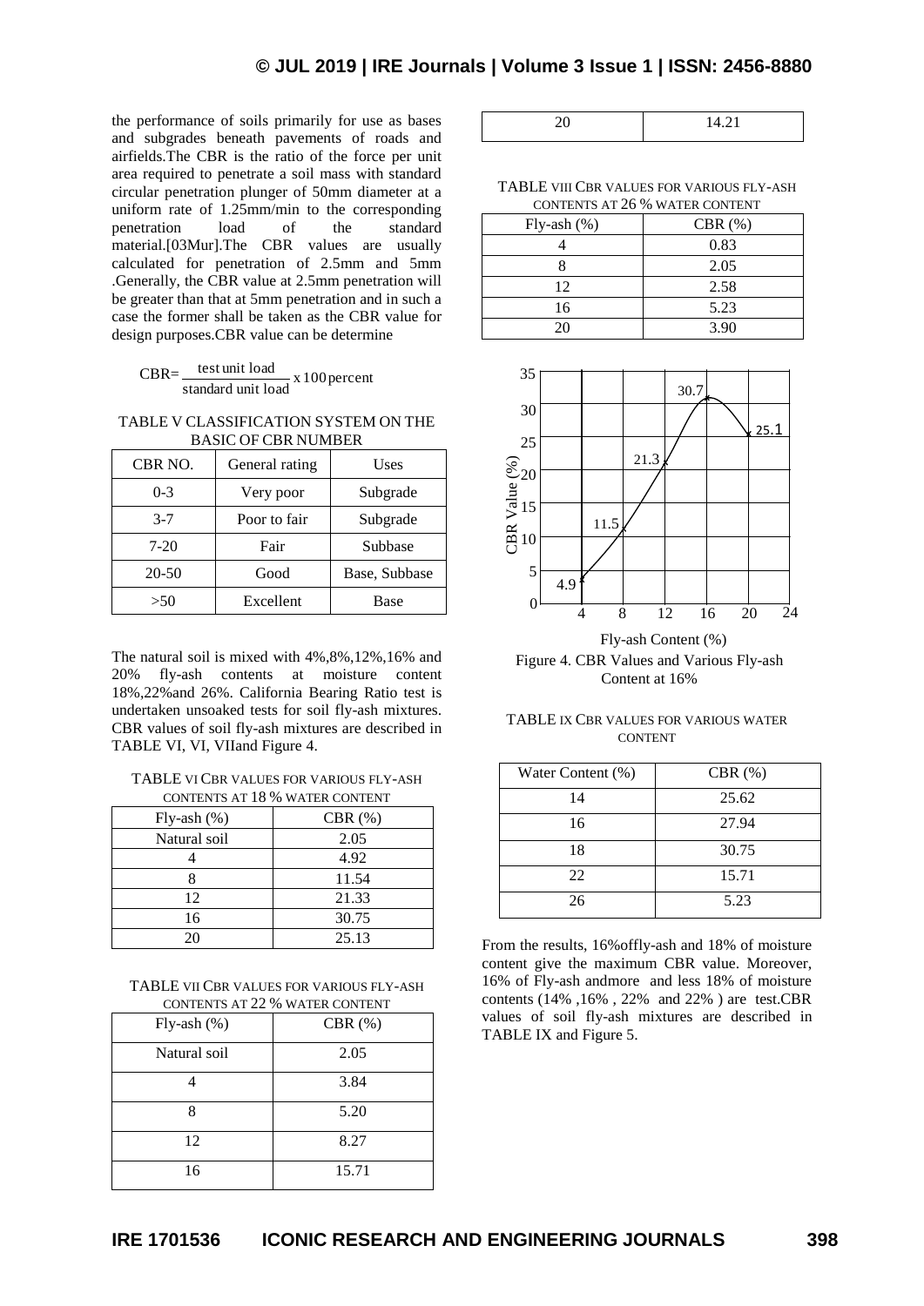the performance of soils primarily for use as bases and subgrades beneath pavements of roads and airfields.The CBR is the ratio of the force per unit area required to penetrate a soil mass with standard circular penetration plunger of 50mm diameter at a uniform rate of 1.25mm/min to the corresponding penetration load of the standard material.[03Mur].The CBR values are usually calculated for penetration of 2.5mm and 5mm .Generally, the CBR value at 2.5mm penetration will be greater than that at 5mm penetration and in such a case the former shall be taken as the CBR value for design purposes.CBR value can be determine

$$\text{CBR}= \frac{\text{test unit load}}{\text{standard unit load}} \times 100 \,\text{percent}$$

TABLE V CLASSIFICATION SYSTEM ON THE BASIC OF CBR NUMBER

| CBR NO. | General rating | Uses |
|---|---|---|
| 0-3 | Very poor | Subgrade |
| 3-7 | Poor to fair | Subgrade |
| 7-20 | Fair | Subbase |
| 20-50 | Good | Base, Subbase |
| >50 | Excellent | Base |

The natural soil is mixed with 4%,8%,12%,16% and 20% fly-ash contents at moisture content 18%,22%and 26%. California Bearing Ratio test is undertaken unsoaked tests for soil fly-ash mixtures. CBR values of soil fly-ash mixtures are described in TABLE VI, VI, VIIand Figure 4.

TABLE VI CBR VALUES FOR VARIOUS FLY-ASH CONTENTS AT 18 % WATER CONTENT

| Fly-ash (%) | CBR (%) |
|---|---|
| Natural soil | 2.05 |
| 4 | 4.92 |
| 8 | 11.54 |
| 12 | 21.33 |
| 16 | 30.75 |
| 20 | 25.13 |

TABLE VII CBR VALUES FOR VARIOUS FLY-ASH CONTENTS AT 22 % WATER CONTENT

| Fly-ash (%) | CBR (%) |
|---|---|
| Natural soil | 2.05 |
| 4 | 3.84 |
| 8 | 5.20 |
| 12 | 8.27 |
| 16 | 15.71 |
| 20 | 14.21 |

TABLE VIII CBR VALUES FOR VARIOUS FLY-ASH CONTENTS AT 26 % WATER CONTENT

| Fly-ash (%) | CBR (%) |
|---|---|
| 4 | 0.83 |
| 8 | 2.05 |
| 12 | 2.58 |
| 16 | 5.23 |
| 20 | 3.90 |

Figure 4. CBR Values and Various Fly-ash Content at 16%

TABLE IX CBR VALUES FOR VARIOUS WATER CONTENT

| Water Content (%) | CBR (%) |
|---|---|
| 14 | 25.62 |
| 16 | 27.94 |
| 18 | 30.75 |
| 22 | 15.71 |
| 26 | 5.23 |

From the results, 16%offly-ash and 18% of moisture content give the maximum CBR value. Moreover, 16% of Fly-ash andmore and less 18% of moisture contents (14% ,16% , 22% and 22% ) are test.CBR values of soil fly-ash mixtures are described in TABLE IX and Figure 5.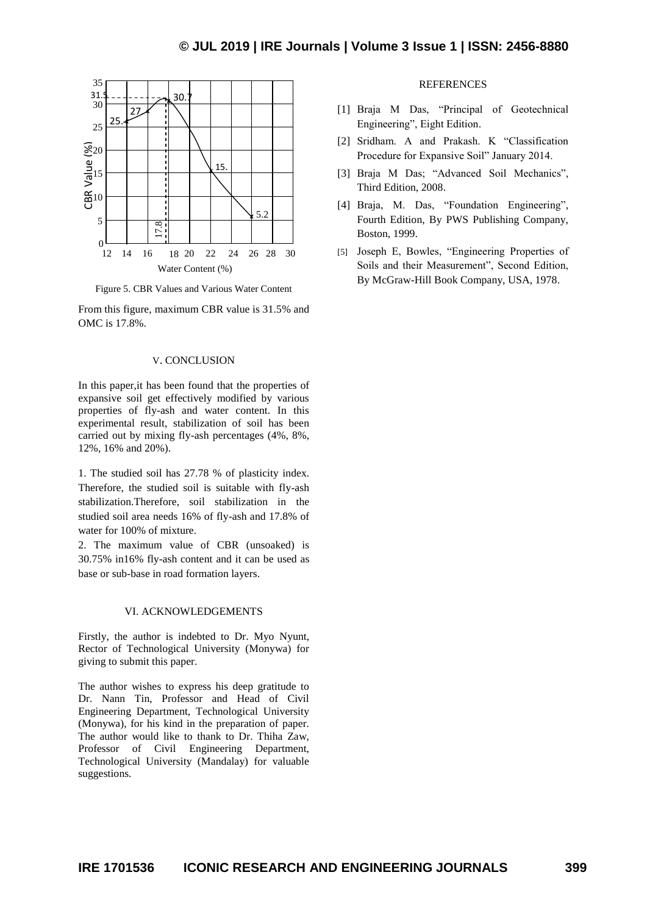35
31.5
30
25
20
15
10
5
0
CBR Value (%)
25.
27
30.7
15.
5.2
17.8
12 14 16 18 20 22 24 26 28 30
Water Content (%)

Figure 5. CBR Values and Various Water Content

From this figure, maximum CBR value is 31.5% and OMC is 17.8%.

## V. CONCLUSION

In this paper,it has been found that the properties of expansive soil get effectively modified by various properties of fly-ash and water content. In this experimental result, stabilization of soil has been carried out by mixing fly-ash percentages (4%, 8%, 12%, 16% and 20%).

1. The studied soil has 27.78 % of plasticity index. Therefore, the studied soil is suitable with fly-ash stabilization.Therefore, soil stabilization in the studied soil area needs 16% of fly-ash and 17.8% of water for 100% of mixture.
2. The maximum value of CBR (unsoaked) is 30.75% in16% fly-ash content and it can be used as base or sub-base in road formation layers.

## VI. ACKNOWLEDGEMENTS

Firstly, the author is indebted to Dr. Myo Nyunt, Rector of Technological University (Monywa) for giving to submit this paper.

The author wishes to express his deep gratitude to Dr. Nann Tin, Professor and Head of Civil Engineering Department, Technological University (Monywa), for his kind in the preparation of paper. The author would like to thank to Dr. Thiha Zaw, Professor of Civil Engineering Department, Technological University (Mandalay) for valuable suggestions.

## REFERENCES

[1] Braja M Das, "Principal of Geotechnical Engineering", Eight Edition.

[2] Sridham. A and Prakash. K "Classification Procedure for Expansive Soil" January 2014.

[3] Braja M Das; "Advanced Soil Mechanics", Third Edition, 2008.

[4] Braja, M. Das, "Foundation Engineering", Fourth Edition, By PWS Publishing Company, Boston, 1999.

[5] Joseph E, Bowles, "Engineering Properties of Soils and their Measurement", Second Edition, By McGraw-Hill Book Company, USA, 1978.